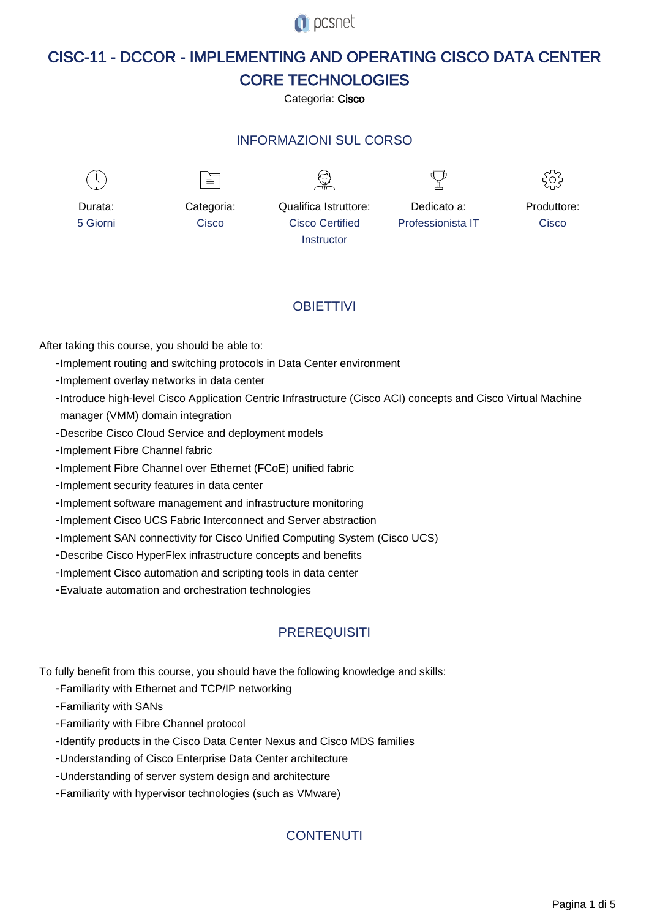# CISC-11 - DCCOR - IMPLEMENTING AND OPERATING CISCO DATA CENTER CORE TECHNOLOGIES

Categoria: **Cisco**

## INFORMAZIONI SUL CORSO

| Durata: | Categoria: | Qualifica Istruttore: | Dedicato a: | Produttore: |
|---|---|---|---|---|
| 5 Giorni | Cisco | Cisco Certified Instructor | Professionista IT | Cisco |

## OBIETTIVI

After taking this course, you should be able to:

- Implement routing and switching protocols in Data Center environment
- Implement overlay networks in data center
- Introduce high-level Cisco Application Centric Infrastructure (Cisco ACI) concepts and Cisco Virtual Machine manager (VMM) domain integration
- Describe Cisco Cloud Service and deployment models
- Implement Fibre Channel fabric
- Implement Fibre Channel over Ethernet (FCoE) unified fabric
- Implement security features in data center
- Implement software management and infrastructure monitoring
- Implement Cisco UCS Fabric Interconnect and Server abstraction
- Implement SAN connectivity for Cisco Unified Computing System (Cisco UCS)
- Describe Cisco HyperFlex infrastructure concepts and benefits
- Implement Cisco automation and scripting tools in data center
- Evaluate automation and orchestration technologies

## PREREQUISITI

To fully benefit from this course, you should have the following knowledge and skills:

- Familiarity with Ethernet and TCP/IP networking
- Familiarity with SANs
- Familiarity with Fibre Channel protocol
- Identify products in the Cisco Data Center Nexus and Cisco MDS families
- Understanding of Cisco Enterprise Data Center architecture
- Understanding of server system design and architecture
- Familiarity with hypervisor technologies (such as VMware)

## CONTENUTI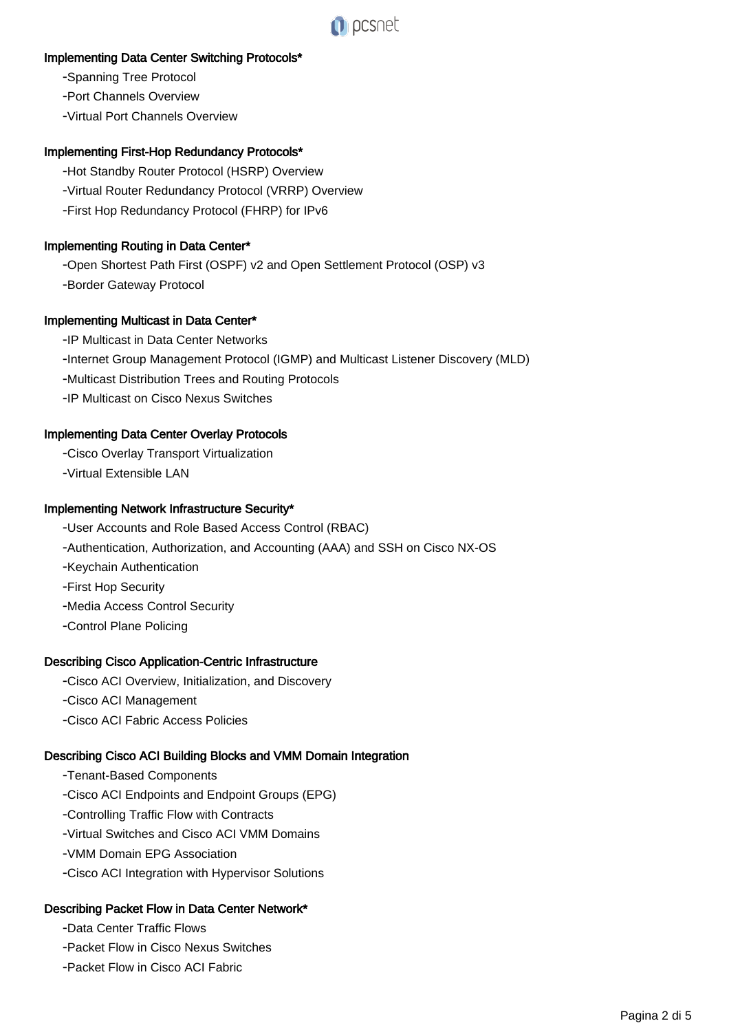### Implementing Data Center Switching Protocols*

- Spanning Tree Protocol
- Port Channels Overview
- Virtual Port Channels Overview

### Implementing First-Hop Redundancy Protocols*

- Hot Standby Router Protocol (HSRP) Overview
- Virtual Router Redundancy Protocol (VRRP) Overview
- First Hop Redundancy Protocol (FHRP) for IPv6

### Implementing Routing in Data Center*

- Open Shortest Path First (OSPF) v2 and Open Settlement Protocol (OSP) v3
- Border Gateway Protocol

### Implementing Multicast in Data Center*

- IP Multicast in Data Center Networks
- Internet Group Management Protocol (IGMP) and Multicast Listener Discovery (MLD)
- Multicast Distribution Trees and Routing Protocols
- IP Multicast on Cisco Nexus Switches

### Implementing Data Center Overlay Protocols

- Cisco Overlay Transport Virtualization
- Virtual Extensible LAN

### Implementing Network Infrastructure Security*

- User Accounts and Role Based Access Control (RBAC)
- Authentication, Authorization, and Accounting (AAA) and SSH on Cisco NX-OS
- Keychain Authentication
- First Hop Security
- Media Access Control Security
- Control Plane Policing

### Describing Cisco Application-Centric Infrastructure

- Cisco ACI Overview, Initialization, and Discovery
- Cisco ACI Management
- Cisco ACI Fabric Access Policies

### Describing Cisco ACI Building Blocks and VMM Domain Integration

- Tenant-Based Components
- Cisco ACI Endpoints and Endpoint Groups (EPG)
- Controlling Traffic Flow with Contracts
- Virtual Switches and Cisco ACI VMM Domains
- VMM Domain EPG Association
- Cisco ACI Integration with Hypervisor Solutions

### Describing Packet Flow in Data Center Network*

- Data Center Traffic Flows
- Packet Flow in Cisco Nexus Switches
- Packet Flow in Cisco ACI Fabric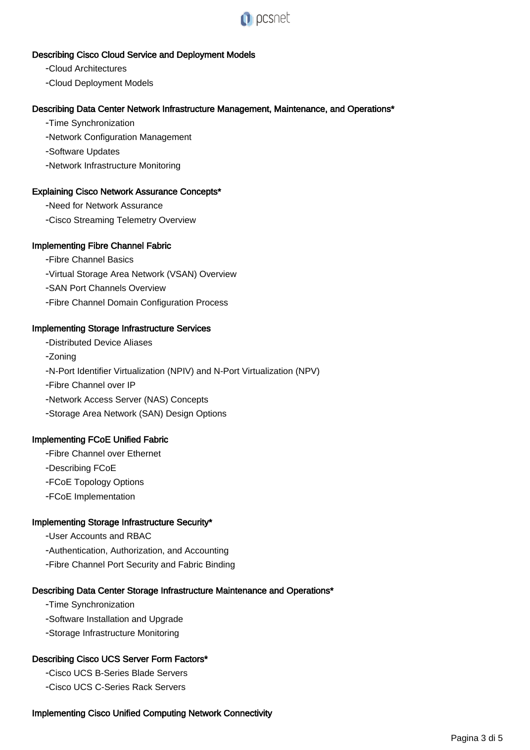**Describing Cisco Cloud Service and Deployment Models**

- Cloud Architectures
- Cloud Deployment Models

**Describing Data Center Network Infrastructure Management, Maintenance, and Operations***

- Time Synchronization
- Network Configuration Management
- Software Updates
- Network Infrastructure Monitoring

**Explaining Cisco Network Assurance Concepts***

- Need for Network Assurance
- Cisco Streaming Telemetry Overview

**Implementing Fibre Channel Fabric**

- Fibre Channel Basics
- Virtual Storage Area Network (VSAN) Overview
- SAN Port Channels Overview
- Fibre Channel Domain Configuration Process

**Implementing Storage Infrastructure Services**

- Distributed Device Aliases
- Zoning
- N-Port Identifier Virtualization (NPIV) and N-Port Virtualization (NPV)
- Fibre Channel over IP
- Network Access Server (NAS) Concepts
- Storage Area Network (SAN) Design Options

**Implementing FCoE Unified Fabric**

- Fibre Channel over Ethernet
- Describing FCoE
- FCoE Topology Options
- FCoE Implementation

**Implementing Storage Infrastructure Security***

- User Accounts and RBAC
- Authentication, Authorization, and Accounting
- Fibre Channel Port Security and Fabric Binding

**Describing Data Center Storage Infrastructure Maintenance and Operations***

- Time Synchronization
- Software Installation and Upgrade
- Storage Infrastructure Monitoring

**Describing Cisco UCS Server Form Factors***

- Cisco UCS B-Series Blade Servers
- Cisco UCS C-Series Rack Servers

**Implementing Cisco Unified Computing Network Connectivity**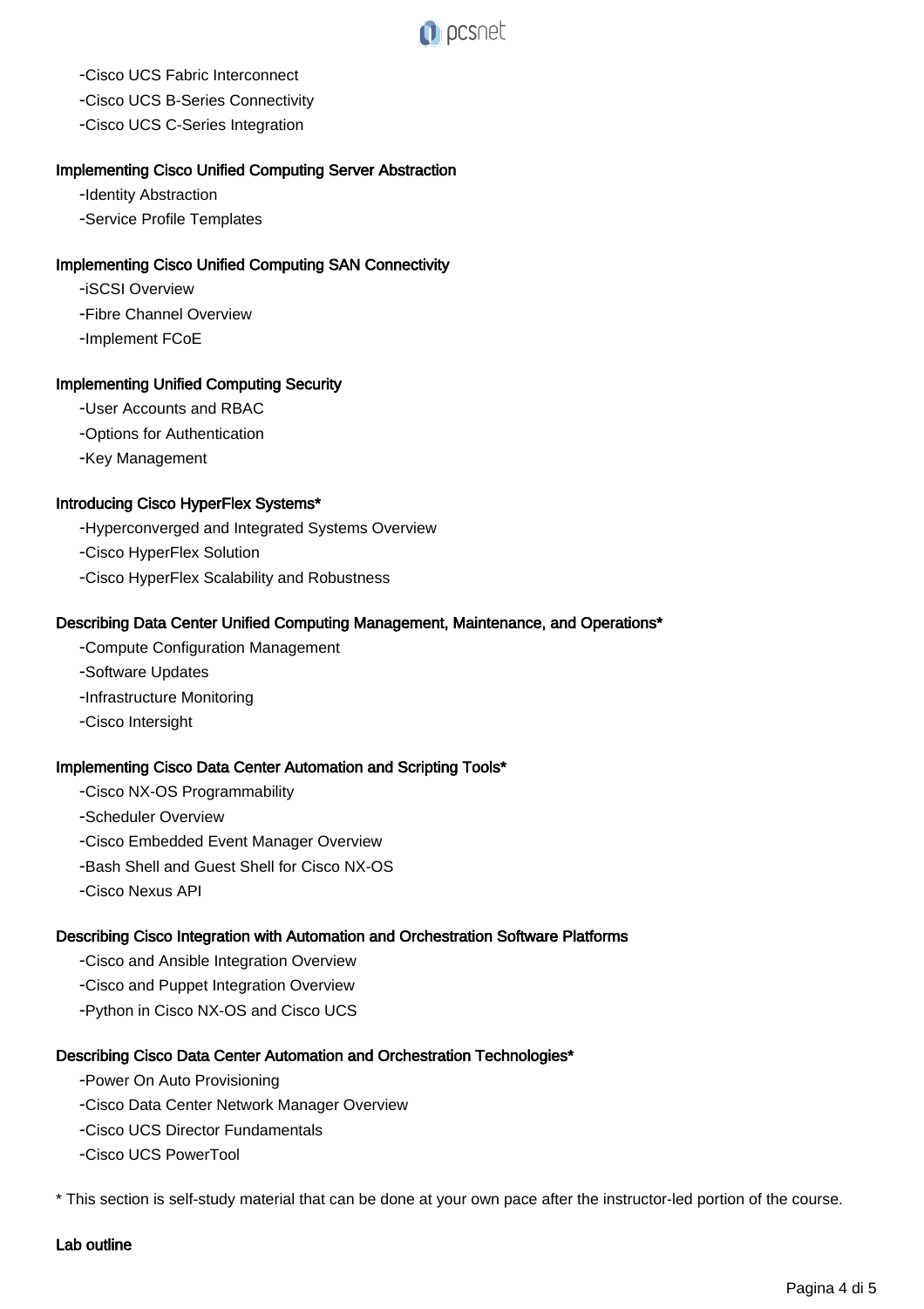-Cisco UCS Fabric Interconnect
-Cisco UCS B-Series Connectivity
-Cisco UCS C-Series Integration

**Implementing Cisco Unified Computing Server Abstraction**

-Identity Abstraction
-Service Profile Templates

**Implementing Cisco Unified Computing SAN Connectivity**

-iSCSI Overview
-Fibre Channel Overview
-Implement FCoE

**Implementing Unified Computing Security**

-User Accounts and RBAC
-Options for Authentication
-Key Management

**Introducing Cisco HyperFlex Systems***

-Hyperconverged and Integrated Systems Overview
-Cisco HyperFlex Solution
-Cisco HyperFlex Scalability and Robustness

**Describing Data Center Unified Computing Management, Maintenance, and Operations***

-Compute Configuration Management
-Software Updates
-Infrastructure Monitoring
-Cisco Intersight

**Implementing Cisco Data Center Automation and Scripting Tools***

-Cisco NX-OS Programmability
-Scheduler Overview
-Cisco Embedded Event Manager Overview
-Bash Shell and Guest Shell for Cisco NX-OS
-Cisco Nexus API

**Describing Cisco Integration with Automation and Orchestration Software Platforms**

-Cisco and Ansible Integration Overview
-Cisco and Puppet Integration Overview
-Python in Cisco NX-OS and Cisco UCS

**Describing Cisco Data Center Automation and Orchestration Technologies***

-Power On Auto Provisioning
-Cisco Data Center Network Manager Overview
-Cisco UCS Director Fundamentals
-Cisco UCS PowerTool

* This section is self-study material that can be done at your own pace after the instructor-led portion of the course.

**Lab outline**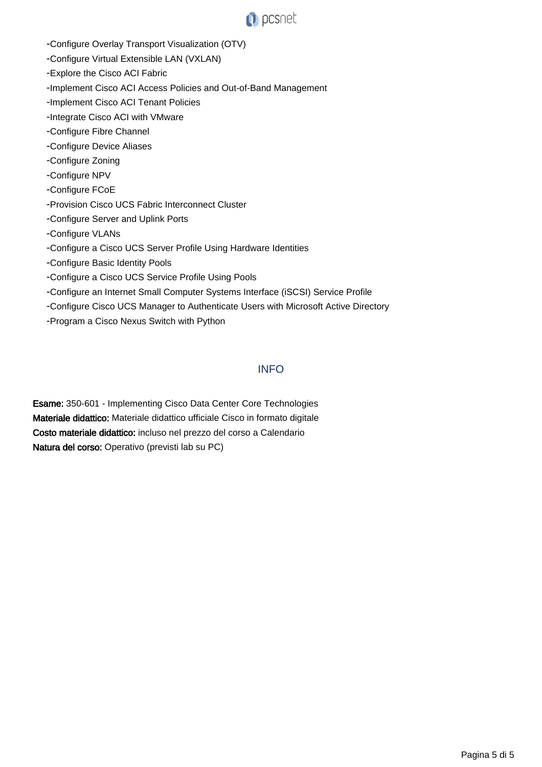-Configure Overlay Transport Visualization (OTV)
-Configure Virtual Extensible LAN (VXLAN)
-Explore the Cisco ACI Fabric
-Implement Cisco ACI Access Policies and Out-of-Band Management
-Implement Cisco ACI Tenant Policies
-Integrate Cisco ACI with VMware
-Configure Fibre Channel
-Configure Device Aliases
-Configure Zoning
-Configure NPV
-Configure FCoE
-Provision Cisco UCS Fabric Interconnect Cluster
-Configure Server and Uplink Ports
-Configure VLANs
-Configure a Cisco UCS Server Profile Using Hardware Identities
-Configure Basic Identity Pools
-Configure a Cisco UCS Service Profile Using Pools
-Configure an Internet Small Computer Systems Interface (iSCSI) Service Profile
-Configure Cisco UCS Manager to Authenticate Users with Microsoft Active Directory
-Program a Cisco Nexus Switch with Python

## INFO

**Esame:** 350-601 - Implementing Cisco Data Center Core Technologies
**Materiale didattico:** Materiale didattico ufficiale Cisco in formato digitale
**Costo materiale didattico:** incluso nel prezzo del corso a Calendario
**Natura del corso:** Operativo (previsti lab su PC)